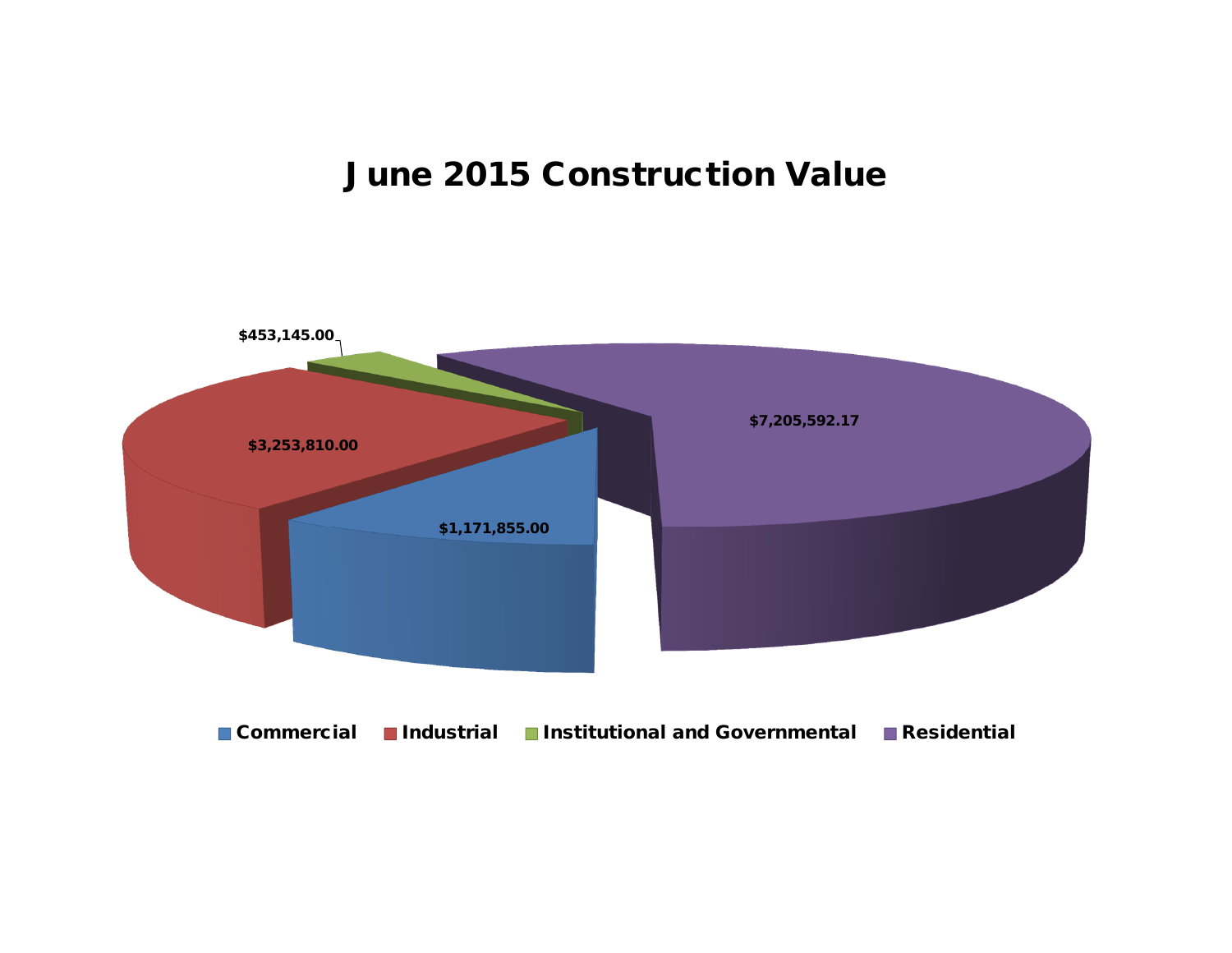# J une 2015 Construction Value

| Category | Value |
| --- | --- |
| Commercial | $1,171,855.00 |
| Industrial | $3,253,810.00 |
| Institutional and Governmental | $453,145.00 |
| Residential | $7,205,592.17 |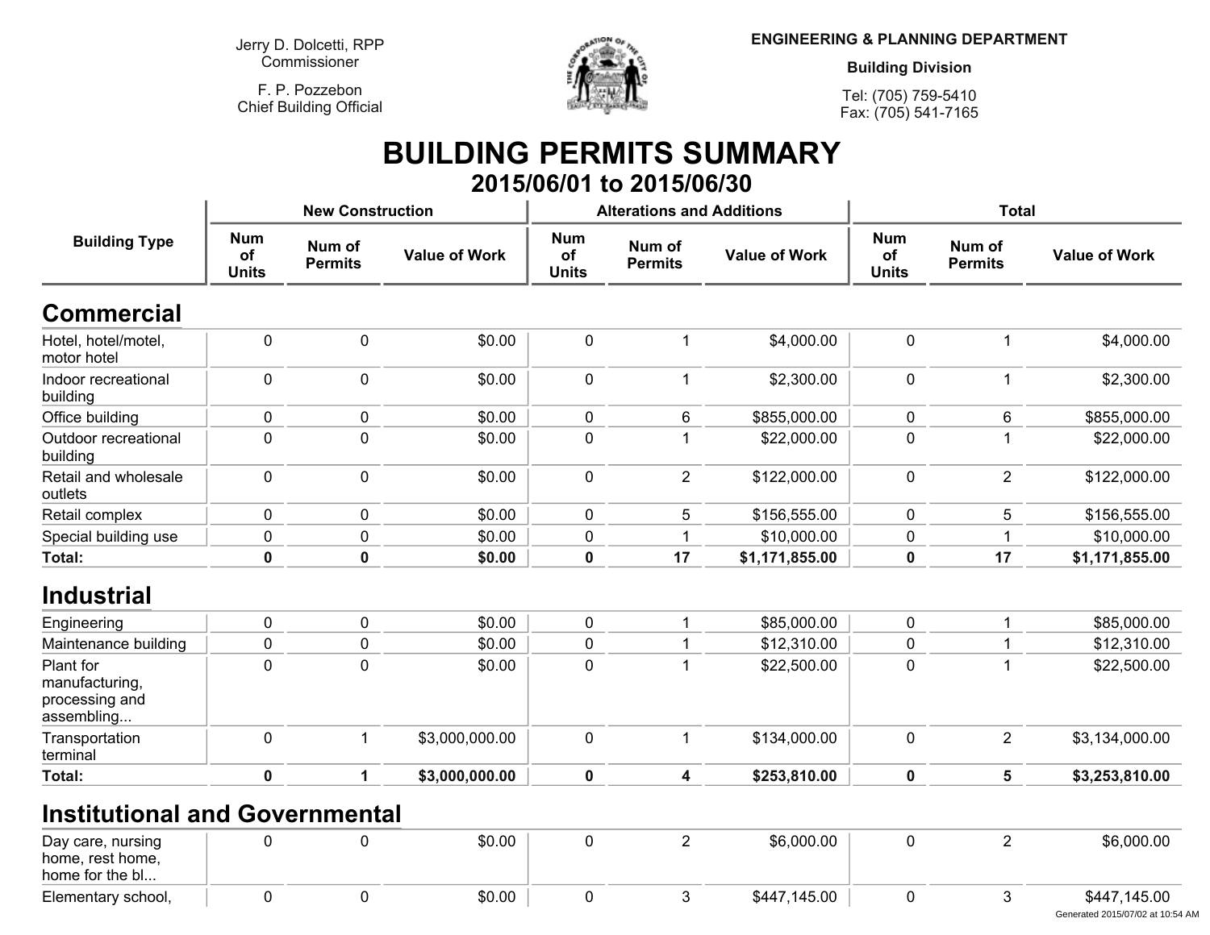Jerry D. Dolcetti, RPP
Commissioner

F. P. Pozzebon
Chief Building Official

**ENGINEERING & PLANNING DEPARTMENT**

**Building Division**

Tel: (705) 759-5410
Fax: (705) 541-7165

# BUILDING PERMITS SUMMARY

## 2015/06/01 to 2015/06/30

| Building Type | New Construction | | | Alterations and Additions | | | Total | | |
|---|---|---|---|---|---|---|---|---|---|
| | Num of Units | Num of Permits | Value of Work | Num of Units | Num of Permits | Value of Work | Num of Units | Num of Permits | Value of Work |
| **Commercial** | | | | | | | | | |
| Hotel, hotel/motel, motor hotel | 0 | 0 | $0.00 | 0 | 1 | $4,000.00 | 0 | 1 | $4,000.00 |
| Indoor recreational building | 0 | 0 | $0.00 | 0 | 1 | $2,300.00 | 0 | 1 | $2,300.00 |
| Office building | 0 | 0 | $0.00 | 0 | 6 | $855,000.00 | 0 | 6 | $855,000.00 |
| Outdoor recreational building | 0 | 0 | $0.00 | 0 | 1 | $22,000.00 | 0 | 1 | $22,000.00 |
| Retail and wholesale outlets | 0 | 0 | $0.00 | 0 | 2 | $122,000.00 | 0 | 2 | $122,000.00 |
| Retail complex | 0 | 0 | $0.00 | 0 | 5 | $156,555.00 | 0 | 5 | $156,555.00 |
| Special building use | 0 | 0 | $0.00 | 0 | 1 | $10,000.00 | 0 | 1 | $10,000.00 |
| **Total:** | **0** | **0** | **$0.00** | **0** | **17** | **$1,171,855.00** | **0** | **17** | **$1,171,855.00** |
| **Industrial** | | | | | | | | | |
| Engineering | 0 | 0 | $0.00 | 0 | 1 | $85,000.00 | 0 | 1 | $85,000.00 |
| Maintenance building | 0 | 0 | $0.00 | 0 | 1 | $12,310.00 | 0 | 1 | $12,310.00 |
| Plant for manufacturing, processing and assembling... | 0 | 0 | $0.00 | 0 | 1 | $22,500.00 | 0 | 1 | $22,500.00 |
| Transportation terminal | 0 | 1 | $3,000,000.00 | 0 | 1 | $134,000.00 | 0 | 2 | $3,134,000.00 |
| **Total:** | **0** | **1** | **$3,000,000.00** | **0** | **4** | **$253,810.00** | **0** | **5** | **$3,253,810.00** |
| **Institutional and Governmental** | | | | | | | | | |
| Day care, nursing home, rest home, home for the bl... | 0 | 0 | $0.00 | 0 | 2 | $6,000.00 | 0 | 2 | $6,000.00 |
| Elementary school, | 0 | 0 | $0.00 | 0 | 3 | $447,145.00 | 0 | 3 | $447,145.00 |

Generated 2015/07/02 at 10:54 AM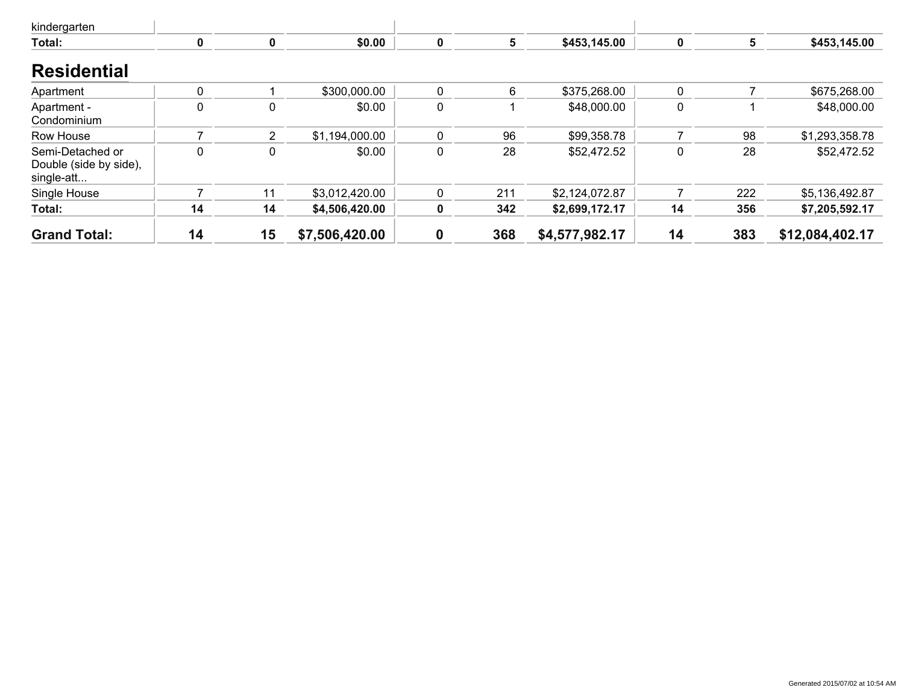| kindergarten | | | | | | | | | |
|---|---|---|---|---|---|---|---|---|---|
| **Total:** | **0** | **0** | **$0.00** | **0** | **5** | **$453,145.00** | **0** | **5** | **$453,145.00** |

## Residential

| | | | | | | | | | |
|---|---|---|---|---|---|---|---|---|---|
| Apartment | 0 | 1 | $300,000.00 | 0 | 6 | $375,268.00 | 0 | 7 | $675,268.00 |
| Apartment - Condominium | 0 | 0 | $0.00 | 0 | 1 | $48,000.00 | 0 | 1 | $48,000.00 |
| Row House | 7 | 2 | $1,194,000.00 | 0 | 96 | $99,358.78 | 7 | 98 | $1,293,358.78 |
| Semi-Detached or Double (side by side), single-att... | 0 | 0 | $0.00 | 0 | 28 | $52,472.52 | 0 | 28 | $52,472.52 |
| Single House | 7 | 11 | $3,012,420.00 | 0 | 211 | $2,124,072.87 | 7 | 222 | $5,136,492.87 |
| **Total:** | **14** | **14** | **$4,506,420.00** | **0** | **342** | **$2,699,172.17** | **14** | **356** | **$7,205,592.17** |
| **Grand Total:** | **14** | **15** | **$7,506,420.00** | **0** | **368** | **$4,577,982.17** | **14** | **383** | **$12,084,402.17** |

Generated 2015/07/02 at 10:54 AM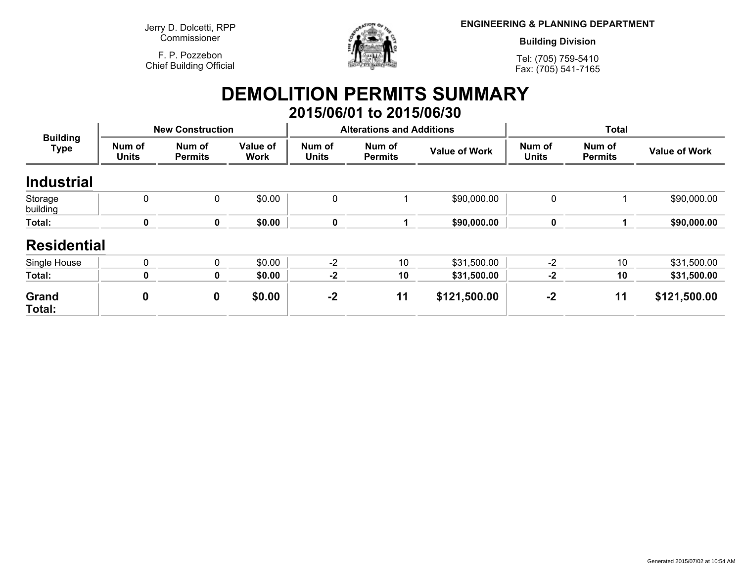Jerry D. Dolcetti, RPP
Commissioner

F. P. Pozzebon
Chief Building Official

**ENGINEERING & PLANNING DEPARTMENT**

**Building Division**

Tel: (705) 759-5410
Fax: (705) 541-7165

# DEMOLITION PERMITS SUMMARY

## 2015/06/01 to 2015/06/30

| Building Type | New Construction | | | Alterations and Additions | | | Total | | |
|---|---|---|---|---|---|---|---|---|---|
| | Num of Units | Num of Permits | Value of Work | Num of Units | Num of Permits | Value of Work | Num of Units | Num of Permits | Value of Work |
| **Industrial** | | | | | | | | | |
| Storage building | 0 | 0 | $0.00 | 0 | 1 | $90,000.00 | 0 | 1 | $90,000.00 |
| **Total:** | **0** | **0** | **$0.00** | **0** | **1** | **$90,000.00** | **0** | **1** | **$90,000.00** |
| **Residential** | | | | | | | | | |
| Single House | 0 | 0 | $0.00 | -2 | 10 | $31,500.00 | -2 | 10 | $31,500.00 |
| **Total:** | **0** | **0** | **$0.00** | **-2** | **10** | **$31,500.00** | **-2** | **10** | **$31,500.00** |
| **Grand Total:** | **0** | **0** | **$0.00** | **-2** | **11** | **$121,500.00** | **-2** | **11** | **$121,500.00** |

Generated 2015/07/02 at 10:54 AM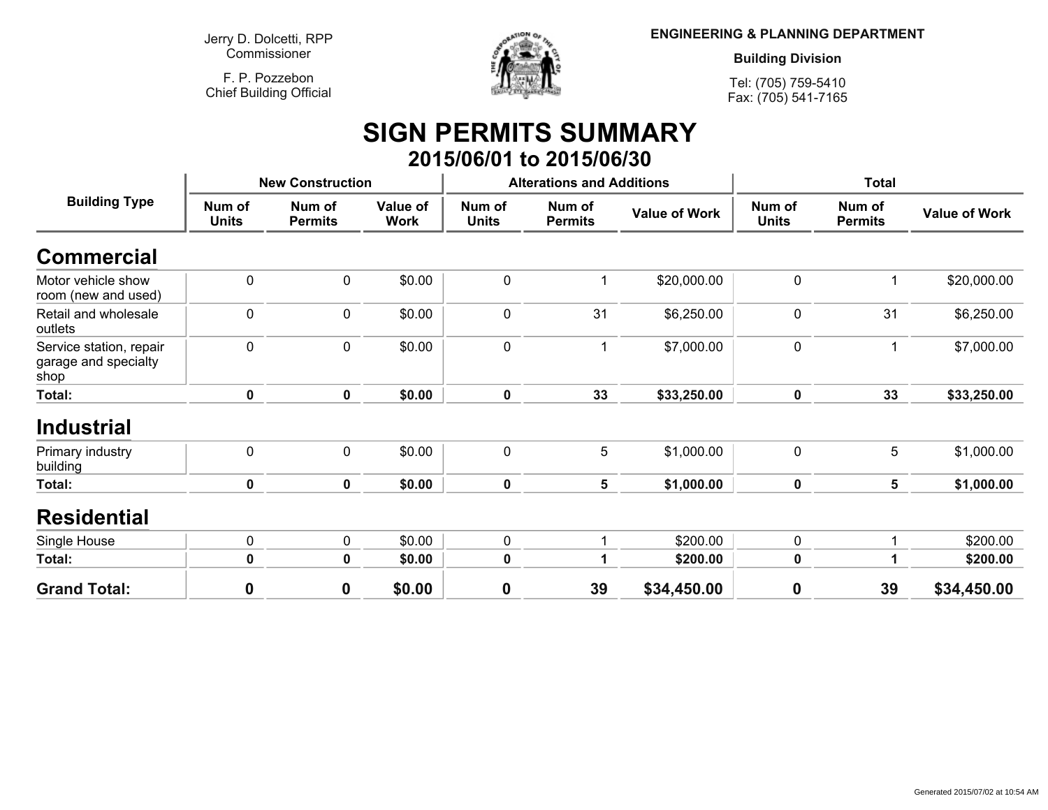Jerry D. Dolcetti, RPP
Commissioner

F. P. Pozzebon
Chief Building Official

**ENGINEERING & PLANNING DEPARTMENT**

**Building Division**

Tel: (705) 759-5410
Fax: (705) 541-7165

# SIGN PERMITS SUMMARY

## 2015/06/01 to 2015/06/30

| Building Type | New Construction | | | Alterations and Additions | | | Total | | |
|---|---|---|---|---|---|---|---|---|---|
| | Num of Units | Num of Permits | Value of Work | Num of Units | Num of Permits | Value of Work | Num of Units | Num of Permits | Value of Work |
| **Commercial** | | | | | | | | | |
| Motor vehicle show room (new and used) | 0 | 0 | $0.00 | 0 | 1 | $20,000.00 | 0 | 1 | $20,000.00 |
| Retail and wholesale outlets | 0 | 0 | $0.00 | 0 | 31 | $6,250.00 | 0 | 31 | $6,250.00 |
| Service station, repair garage and specialty shop | 0 | 0 | $0.00 | 0 | 1 | $7,000.00 | 0 | 1 | $7,000.00 |
| **Total:** | **0** | **0** | **$0.00** | **0** | **33** | **$33,250.00** | **0** | **33** | **$33,250.00** |
| **Industrial** | | | | | | | | | |
| Primary industry building | 0 | 0 | $0.00 | 0 | 5 | $1,000.00 | 0 | 5 | $1,000.00 |
| **Total:** | **0** | **0** | **$0.00** | **0** | **5** | **$1,000.00** | **0** | **5** | **$1,000.00** |
| **Residential** | | | | | | | | | |
| Single House | 0 | 0 | $0.00 | 0 | 1 | $200.00 | 0 | 1 | $200.00 |
| **Total:** | **0** | **0** | **$0.00** | **0** | **1** | **$200.00** | **0** | **1** | **$200.00** |
| **Grand Total:** | **0** | **0** | **$0.00** | **0** | **39** | **$34,450.00** | **0** | **39** | **$34,450.00** |

Generated 2015/07/02 at 10:54 AM